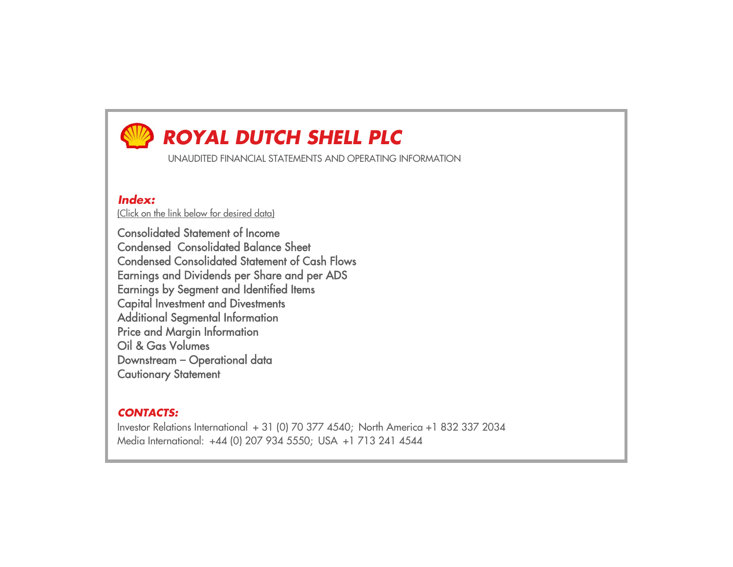# ROYAL DUTCH SHELL PLC

UNAUDITED FINANCIAL STATEMENTS AND OPERATING INFORMATION

***Index:***

(Click on the link below for desired data)

Consolidated Statement of Income
Condensed Consolidated Balance Sheet
Condensed Consolidated Statement of Cash Flows
Earnings and Dividends per Share and per ADS
Earnings by Segment and Identified Items
Capital Investment and Divestments
Additional Segmental Information
Price and Margin Information
Oil & Gas Volumes
Downstream – Operational data
Cautionary Statement

***CONTACTS:***

Investor Relations International + 31 (0) 70 377 4540; North America +1 832 337 2034
Media International: +44 (0) 207 934 5550; USA +1 713 241 4544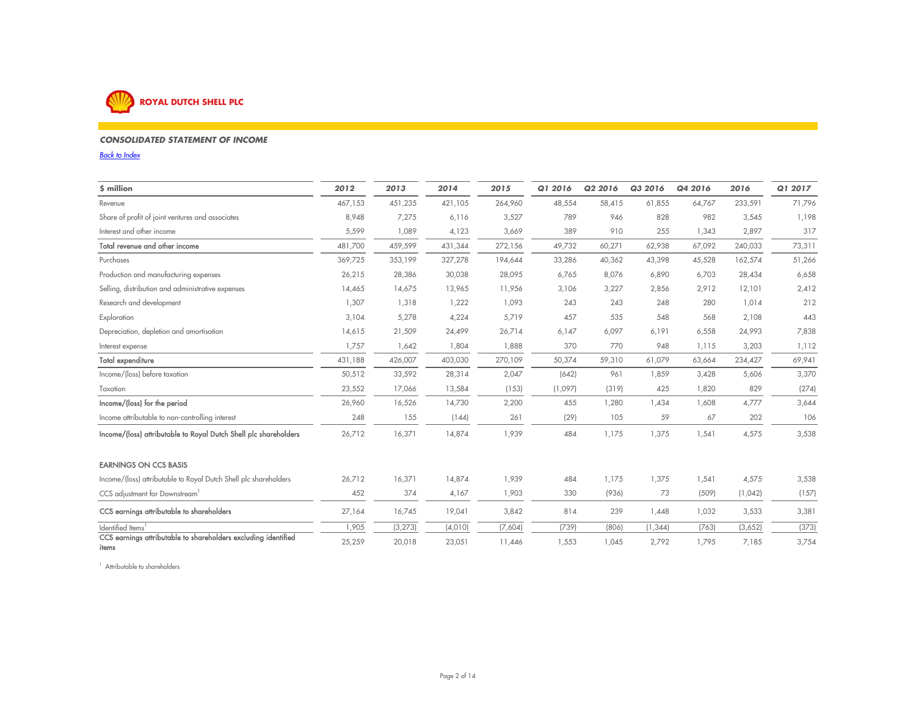**ROYAL DUTCH SHELL PLC**

## *CONSOLIDATED STATEMENT OF INCOME*

*Back to Index*

| $ million | 2012 | 2013 | 2014 | 2015 | Q1 2016 | Q2 2016 | Q3 2016 | Q4 2016 | 2016 | Q1 2017 |
|---|---|---|---|---|---|---|---|---|---|---|
| Revenue | 467,153 | 451,235 | 421,105 | 264,960 | 48,554 | 58,415 | 61,855 | 64,767 | 233,591 | 71,796 |
| Share of profit of joint ventures and associates | 8,948 | 7,275 | 6,116 | 3,527 | 789 | 946 | 828 | 982 | 3,545 | 1,198 |
| Interest and other income | 5,599 | 1,089 | 4,123 | 3,669 | 389 | 910 | 255 | 1,343 | 2,897 | 317 |
| **Total revenue and other income** | 481,700 | 459,599 | 431,344 | 272,156 | 49,732 | 60,271 | 62,938 | 67,092 | 240,033 | 73,311 |
| Purchases | 369,725 | 353,199 | 327,278 | 194,644 | 33,286 | 40,362 | 43,398 | 45,528 | 162,574 | 51,266 |
| Production and manufacturing expenses | 26,215 | 28,386 | 30,038 | 28,095 | 6,765 | 8,076 | 6,890 | 6,703 | 28,434 | 6,658 |
| Selling, distribution and administrative expenses | 14,465 | 14,675 | 13,965 | 11,956 | 3,106 | 3,227 | 2,856 | 2,912 | 12,101 | 2,412 |
| Research and development | 1,307 | 1,318 | 1,222 | 1,093 | 243 | 243 | 248 | 280 | 1,014 | 212 |
| Exploration | 3,104 | 5,278 | 4,224 | 5,719 | 457 | 535 | 548 | 568 | 2,108 | 443 |
| Depreciation, depletion and amortisation | 14,615 | 21,509 | 24,499 | 26,714 | 6,147 | 6,097 | 6,191 | 6,558 | 24,993 | 7,838 |
| Interest expense | 1,757 | 1,642 | 1,804 | 1,888 | 370 | 770 | 948 | 1,115 | 3,203 | 1,112 |
| **Total expenditure** | 431,188 | 426,007 | 403,030 | 270,109 | 50,374 | 59,310 | 61,079 | 63,664 | 234,427 | 69,941 |
| Income/(loss) before taxation | 50,512 | 33,592 | 28,314 | 2,047 | (642) | 961 | 1,859 | 3,428 | 5,606 | 3,370 |
| Taxation | 23,552 | 17,066 | 13,584 | (153) | (1,097) | (319) | 425 | 1,820 | 829 | (274) |
| **Income/(loss) for the period** | 26,960 | 16,526 | 14,730 | 2,200 | 455 | 1,280 | 1,434 | 1,608 | 4,777 | 3,644 |
| Income attributable to non-controlling interest | 248 | 155 | (144) | 261 | (29) | 105 | 59 | 67 | 202 | 106 |
| **Income/(loss) attributable to Royal Dutch Shell plc shareholders** | 26,712 | 16,371 | 14,874 | 1,939 | 484 | 1,175 | 1,375 | 1,541 | 4,575 | 3,538 |
| | | | | | | | | | | |
| **EARNINGS ON CCS BASIS** | | | | | | | | | | |
| Income/(loss) attributable to Royal Dutch Shell plc shareholders | 26,712 | 16,371 | 14,874 | 1,939 | 484 | 1,175 | 1,375 | 1,541 | 4,575 | 3,538 |
| CCS adjustment for Downstream[1] | 452 | 374 | 4,167 | 1,903 | 330 | (936) | 73 | (509) | (1,042) | (157) |
| **CCS earnings attributable to shareholders** | 27,164 | 16,745 | 19,041 | 3,842 | 814 | 239 | 1,448 | 1,032 | 3,533 | 3,381 |
| Identified Items[1] | 1,905 | (3,273) | (4,010) | (7,604) | (739) | (806) | (1,344) | (763) | (3,652) | (373) |
| **CCS earnings attributable to shareholders excluding identified items** | 25,259 | 20,018 | 23,051 | 11,446 | 1,553 | 1,045 | 2,792 | 1,795 | 7,185 | 3,754 |

[1] Attributable to shareholders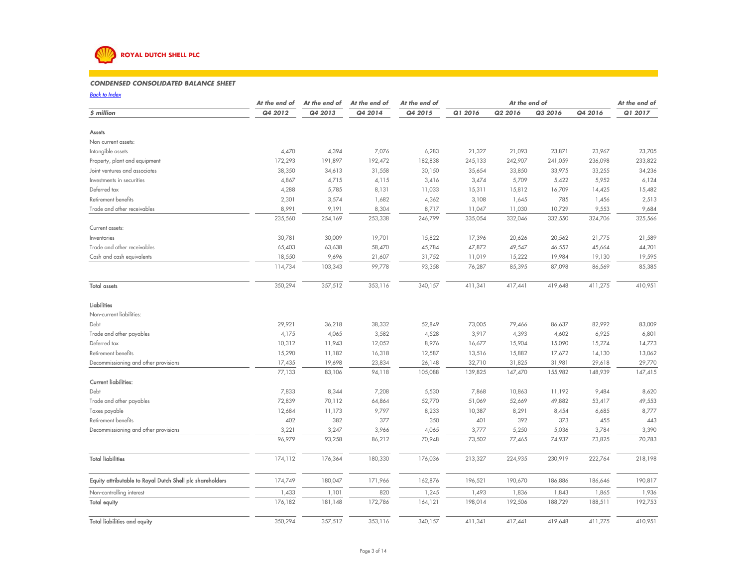**ROYAL DUTCH SHELL PLC**

### *CONDENSED CONSOLIDATED BALANCE SHEET*

*Back to Index*

| | At the end of | At the end of | At the end of | At the end of | At the end of | | | | At the end of |
|---|---|---|---|---|---|---|---|---|---|
| *$ million* | *Q4 2012* | *Q4 2013* | *Q4 2014* | *Q4 2015* | *Q1 2016* | *Q2 2016* | *Q3 2016* | *Q4 2016* | *Q1 2017* |
| **Assets** | | | | | | | | | |
| Non-current assets: | | | | | | | | | |
| Intangible assets | 4,470 | 4,394 | 7,076 | 6,283 | 21,327 | 21,093 | 23,871 | 23,967 | 23,705 |
| Property, plant and equipment | 172,293 | 191,897 | 192,472 | 182,838 | 245,133 | 242,907 | 241,059 | 236,098 | 233,822 |
| Joint ventures and associates | 38,350 | 34,613 | 31,558 | 30,150 | 35,654 | 33,850 | 33,975 | 33,255 | 34,236 |
| Investments in securities | 4,867 | 4,715 | 4,115 | 3,416 | 3,474 | 5,709 | 5,422 | 5,952 | 6,124 |
| Deferred tax | 4,288 | 5,785 | 8,131 | 11,033 | 15,311 | 15,812 | 16,709 | 14,425 | 15,482 |
| Retirement benefits | 2,301 | 3,574 | 1,682 | 4,362 | 3,108 | 1,645 | 785 | 1,456 | 2,513 |
| Trade and other receivables | 8,991 | 9,191 | 8,304 | 8,717 | 11,047 | 11,030 | 10,729 | 9,553 | 9,684 |
| | 235,560 | 254,169 | 253,338 | 246,799 | 335,054 | 332,046 | 332,550 | 324,706 | 325,566 |
| Current assets: | | | | | | | | | |
| Inventories | 30,781 | 30,009 | 19,701 | 15,822 | 17,396 | 20,626 | 20,562 | 21,775 | 21,589 |
| Trade and other receivables | 65,403 | 63,638 | 58,470 | 45,784 | 47,872 | 49,547 | 46,552 | 45,664 | 44,201 |
| Cash and cash equivalents | 18,550 | 9,696 | 21,607 | 31,752 | 11,019 | 15,222 | 19,984 | 19,130 | 19,595 |
| | 114,734 | 103,343 | 99,778 | 93,358 | 76,287 | 85,395 | 87,098 | 86,569 | 85,385 |
| **Total assets** | 350,294 | 357,512 | 353,116 | 340,157 | 411,341 | 417,441 | 419,648 | 411,275 | 410,951 |
| **Liabilities** | | | | | | | | | |
| Non-current liabilities: | | | | | | | | | |
| Debt | 29,921 | 36,218 | 38,332 | 52,849 | 73,005 | 79,466 | 86,637 | 82,992 | 83,009 |
| Trade and other payables | 4,175 | 4,065 | 3,582 | 4,528 | 3,917 | 4,393 | 4,602 | 6,925 | 6,801 |
| Deferred tax | 10,312 | 11,943 | 12,052 | 8,976 | 16,677 | 15,904 | 15,090 | 15,274 | 14,773 |
| Retirement benefits | 15,290 | 11,182 | 16,318 | 12,587 | 13,516 | 15,882 | 17,672 | 14,130 | 13,062 |
| Decommissioning and other provisions | 17,435 | 19,698 | 23,834 | 26,148 | 32,710 | 31,825 | 31,981 | 29,618 | 29,770 |
| | 77,133 | 83,106 | 94,118 | 105,088 | 139,825 | 147,470 | 155,982 | 148,939 | 147,415 |
| Current liabilities: | | | | | | | | | |
| Debt | 7,833 | 8,344 | 7,208 | 5,530 | 7,868 | 10,863 | 11,192 | 9,484 | 8,620 |
| Trade and other payables | 72,839 | 70,112 | 64,864 | 52,770 | 51,069 | 52,669 | 49,882 | 53,417 | 49,553 |
| Taxes payable | 12,684 | 11,173 | 9,797 | 8,233 | 10,387 | 8,291 | 8,454 | 6,685 | 8,777 |
| Retirement benefits | 402 | 382 | 377 | 350 | 401 | 392 | 373 | 455 | 443 |
| Decommissioning and other provisions | 3,221 | 3,247 | 3,966 | 4,065 | 3,777 | 5,250 | 5,036 | 3,784 | 3,390 |
| | 96,979 | 93,258 | 86,212 | 70,948 | 73,502 | 77,465 | 74,937 | 73,825 | 70,783 |
| **Total liabilities** | 174,112 | 176,364 | 180,330 | 176,036 | 213,327 | 224,935 | 230,919 | 222,764 | 218,198 |
| **Equity attributable to Royal Dutch Shell plc shareholders** | 174,749 | 180,047 | 171,966 | 162,876 | 196,521 | 190,670 | 186,886 | 186,646 | 190,817 |
| Non-controlling interest | 1,433 | 1,101 | 820 | 1,245 | 1,493 | 1,836 | 1,843 | 1,865 | 1,936 |
| **Total equity** | 176,182 | 181,148 | 172,786 | 164,121 | 198,014 | 192,506 | 188,729 | 188,511 | 192,753 |
| **Total liabilities and equity** | 350,294 | 357,512 | 353,116 | 340,157 | 411,341 | 417,441 | 419,648 | 411,275 | 410,951 |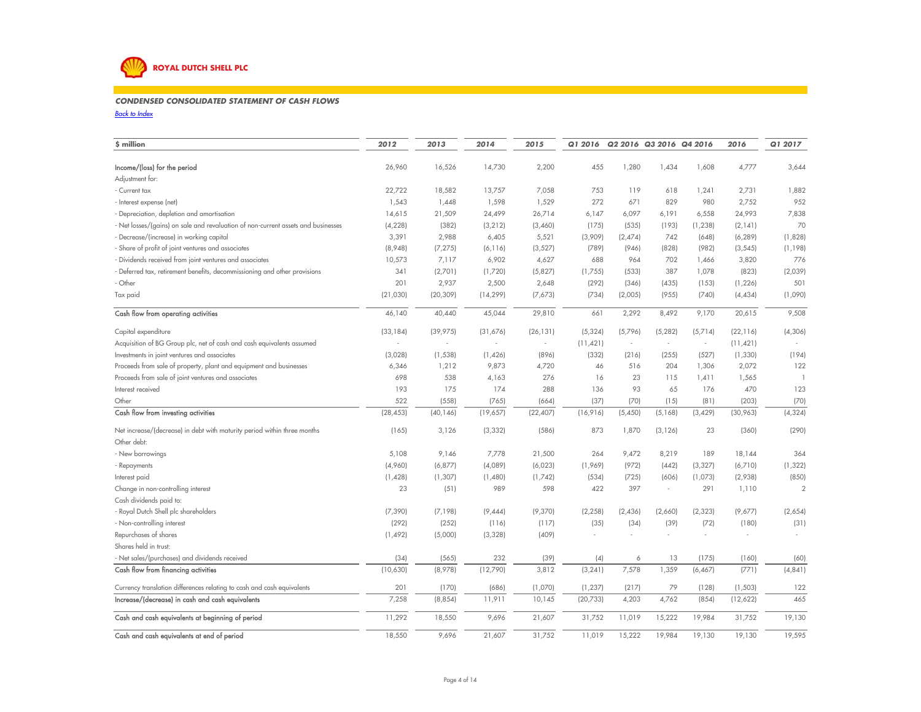ROYAL DUTCH SHELL PLC

### *CONDENSED CONSOLIDATED STATEMENT OF CASH FLOWS*

*Back to Index*

| $ million | 2012 | 2013 | 2014 | 2015 | Q1 2016 | Q2 2016 | Q3 2016 | Q4 2016 | 2016 | Q1 2017 |
|---|---|---|---|---|---|---|---|---|---|---|
| Income/(loss) for the period | 26,960 | 16,526 | 14,730 | 2,200 | 455 | 1,280 | 1,434 | 1,608 | 4,777 | 3,644 |
| Adjustment for: | | | | | | | | | | |
| - Current tax | 22,722 | 18,582 | 13,757 | 7,058 | 753 | 119 | 618 | 1,241 | 2,731 | 1,882 |
| - Interest expense (net) | 1,543 | 1,448 | 1,598 | 1,529 | 272 | 671 | 829 | 980 | 2,752 | 952 |
| - Depreciation, depletion and amortisation | 14,615 | 21,509 | 24,499 | 26,714 | 6,147 | 6,097 | 6,191 | 6,558 | 24,993 | 7,838 |
| - Net losses/(gains) on sale and revaluation of non-current assets and businesses | (4,228) | (382) | (3,212) | (3,460) | (175) | (535) | (193) | (1,238) | (2,141) | 70 |
| - Decrease/(increase) in working capital | 3,391 | 2,988 | 6,405 | 5,521 | (3,909) | (2,474) | 742 | (648) | (6,289) | (1,828) |
| - Share of profit of joint ventures and associates | (8,948) | (7,275) | (6,116) | (3,527) | (789) | (946) | (828) | (982) | (3,545) | (1,198) |
| - Dividends received from joint ventures and associates | 10,573 | 7,117 | 6,902 | 4,627 | 688 | 964 | 702 | 1,466 | 3,820 | 776 |
| - Deferred tax, retirement benefits, decommissioning and other provisions | 341 | (2,701) | (1,720) | (5,827) | (1,755) | (533) | 387 | 1,078 | (823) | (2,039) |
| - Other | 201 | 2,937 | 2,500 | 2,648 | (292) | (346) | (435) | (153) | (1,226) | 501 |
| Tax paid | (21,030) | (20,309) | (14,299) | (7,673) | (734) | (2,005) | (955) | (740) | (4,434) | (1,090) |
| Cash flow from operating activities | 46,140 | 40,440 | 45,044 | 29,810 | 661 | 2,292 | 8,492 | 9,170 | 20,615 | 9,508 |
| Capital expenditure | (33,184) | (39,975) | (31,676) | (26,131) | (5,324) | (5,796) | (5,282) | (5,714) | (22,116) | (4,306) |
| Acquisition of BG Group plc, net of cash and cash equivalents assumed | - | - | - | - | (11,421) | - | - | - | (11,421) | - |
| Investments in joint ventures and associates | (3,028) | (1,538) | (1,426) | (896) | (332) | (216) | (255) | (527) | (1,330) | (194) |
| Proceeds from sale of property, plant and equipment and businesses | 6,346 | 1,212 | 9,873 | 4,720 | 46 | 516 | 204 | 1,306 | 2,072 | 122 |
| Proceeds from sale of joint ventures and associates | 698 | 538 | 4,163 | 276 | 16 | 23 | 115 | 1,411 | 1,565 | 1 |
| Interest received | 193 | 175 | 174 | 288 | 136 | 93 | 65 | 176 | 470 | 123 |
| Other | 522 | (558) | (765) | (664) | (37) | (70) | (15) | (81) | (203) | (70) |
| Cash flow from investing activities | (28,453) | (40,146) | (19,657) | (22,407) | (16,916) | (5,450) | (5,168) | (3,429) | (30,963) | (4,324) |
| Net increase/(decrease) in debt with maturity period within three months | (165) | 3,126 | (3,332) | (586) | 873 | 1,870 | (3,126) | 23 | (360) | (290) |
| Other debt: | | | | | | | | | | |
| - New borrowings | 5,108 | 9,146 | 7,778 | 21,500 | 264 | 9,472 | 8,219 | 189 | 18,144 | 364 |
| - Repayments | (4,960) | (6,877) | (4,089) | (6,023) | (1,969) | (972) | (442) | (3,327) | (6,710) | (1,322) |
| Interest paid | (1,428) | (1,307) | (1,480) | (1,742) | (534) | (725) | (606) | (1,073) | (2,938) | (850) |
| Change in non-controlling interest | 23 | (51) | 989 | 598 | 422 | 397 | - | 291 | 1,110 | 2 |
| Cash dividends paid to: | | | | | | | | | | |
| - Royal Dutch Shell plc shareholders | (7,390) | (7,198) | (9,444) | (9,370) | (2,258) | (2,436) | (2,660) | (2,323) | (9,677) | (2,654) |
| - Non-controlling interest | (292) | (252) | (116) | (117) | (35) | (34) | (39) | (72) | (180) | (31) |
| Repurchases of shares | (1,492) | (5,000) | (3,328) | (409) | - | - | - | - | - | - |
| Shares held in trust: | | | | | | | | | | |
| - Net sales/(purchases) and dividends received | (34) | (565) | 232 | (39) | (4) | 6 | 13 | (175) | (160) | (60) |
| Cash flow from financing activities | (10,630) | (8,978) | (12,790) | 3,812 | (3,241) | 7,578 | 1,359 | (6,467) | (771) | (4,841) |
| Currency translation differences relating to cash and cash equivalents | 201 | (170) | (686) | (1,070) | (1,237) | (217) | 79 | (128) | (1,503) | 122 |
| Increase/(decrease) in cash and cash equivalents | 7,258 | (8,854) | 11,911 | 10,145 | (20,733) | 4,203 | 4,762 | (854) | (12,622) | 465 |
| Cash and cash equivalents at beginning of period | 11,292 | 18,550 | 9,696 | 21,607 | 31,752 | 11,019 | 15,222 | 19,984 | 31,752 | 19,130 |
| Cash and cash equivalents at end of period | 18,550 | 9,696 | 21,607 | 31,752 | 11,019 | 15,222 | 19,984 | 19,130 | 19,130 | 19,595 |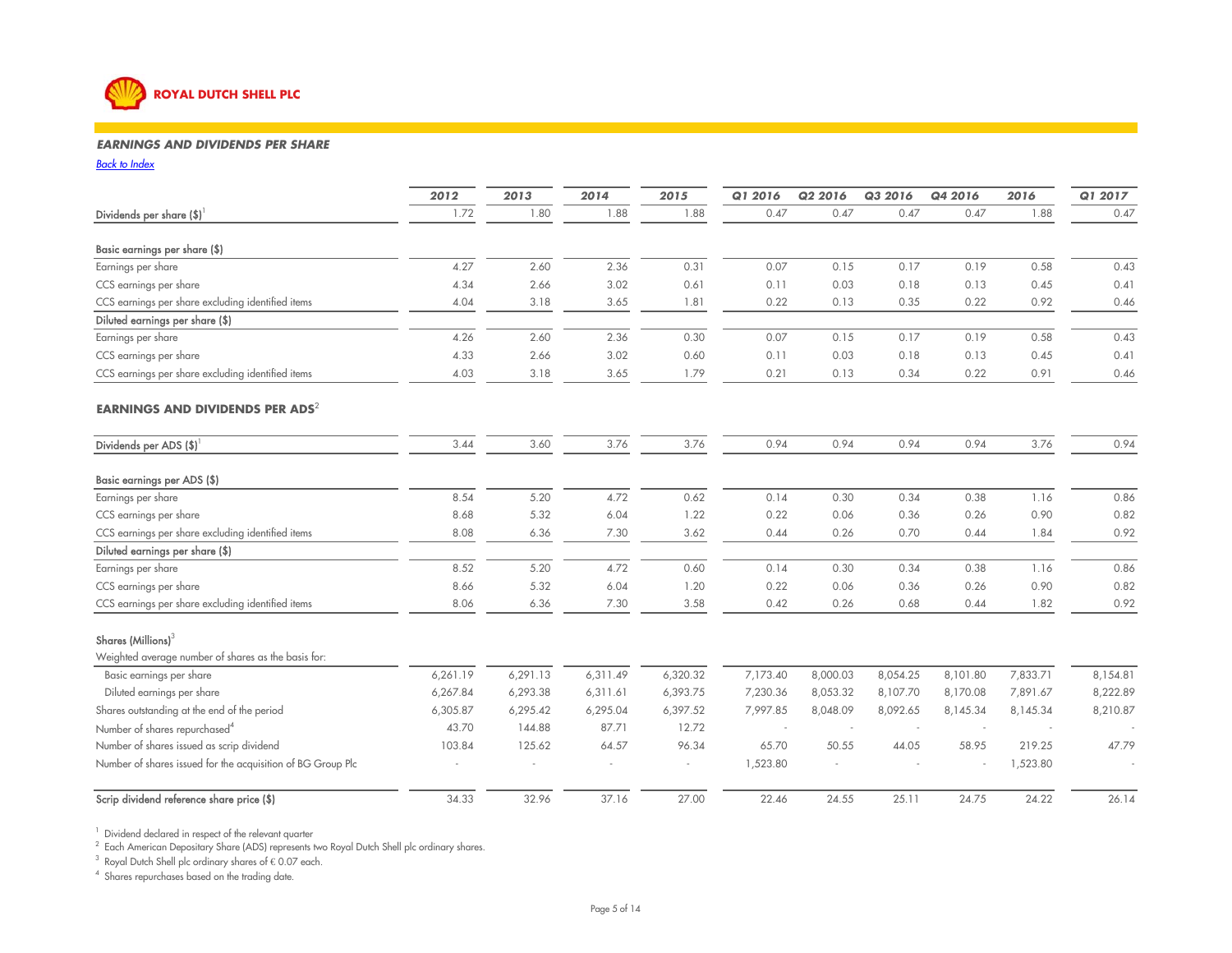ROYAL DUTCH SHELL PLC

## EARNINGS AND DIVIDENDS PER SHARE

[Back to Index]

| | 2012 | 2013 | 2014 | 2015 | Q1 2016 | Q2 2016 | Q3 2016 | Q4 2016 | 2016 | Q1 2017 |
|---|---|---|---|---|---|---|---|---|---|---|
| Dividends per share ($)[1] | 1.72 | 1.80 | 1.88 | 1.88 | 0.47 | 0.47 | 0.47 | 0.47 | 1.88 | 0.47 |
| **Basic earnings per share ($)** | | | | | | | | | | |
| Earnings per share | 4.27 | 2.60 | 2.36 | 0.31 | 0.07 | 0.15 | 0.17 | 0.19 | 0.58 | 0.43 |
| CCS earnings per share | 4.34 | 2.66 | 3.02 | 0.61 | 0.11 | 0.03 | 0.18 | 0.13 | 0.45 | 0.41 |
| CCS earnings per share excluding identified items | 4.04 | 3.18 | 3.65 | 1.81 | 0.22 | 0.13 | 0.35 | 0.22 | 0.92 | 0.46 |
| **Diluted earnings per share ($)** | | | | | | | | | | |
| Earnings per share | 4.26 | 2.60 | 2.36 | 0.30 | 0.07 | 0.15 | 0.17 | 0.19 | 0.58 | 0.43 |
| CCS earnings per share | 4.33 | 2.66 | 3.02 | 0.60 | 0.11 | 0.03 | 0.18 | 0.13 | 0.45 | 0.41 |
| CCS earnings per share excluding identified items | 4.03 | 3.18 | 3.65 | 1.79 | 0.21 | 0.13 | 0.34 | 0.22 | 0.91 | 0.46 |

## EARNINGS AND DIVIDENDS PER ADS[2]

| | 2012 | 2013 | 2014 | 2015 | Q1 2016 | Q2 2016 | Q3 2016 | Q4 2016 | 2016 | Q1 2017 |
|---|---|---|---|---|---|---|---|---|---|---|
| Dividends per ADS ($)[1] | 3.44 | 3.60 | 3.76 | 3.76 | 0.94 | 0.94 | 0.94 | 0.94 | 3.76 | 0.94 |
| **Basic earnings per ADS ($)** | | | | | | | | | | |
| Earnings per share | 8.54 | 5.20 | 4.72 | 0.62 | 0.14 | 0.30 | 0.34 | 0.38 | 1.16 | 0.86 |
| CCS earnings per share | 8.68 | 5.32 | 6.04 | 1.22 | 0.22 | 0.06 | 0.36 | 0.26 | 0.90 | 0.82 |
| CCS earnings per share excluding identified items | 8.08 | 6.36 | 7.30 | 3.62 | 0.44 | 0.26 | 0.70 | 0.44 | 1.84 | 0.92 |
| **Diluted earnings per share ($)** | | | | | | | | | | |
| Earnings per share | 8.52 | 5.20 | 4.72 | 0.60 | 0.14 | 0.30 | 0.34 | 0.38 | 1.16 | 0.86 |
| CCS earnings per share | 8.66 | 5.32 | 6.04 | 1.20 | 0.22 | 0.06 | 0.36 | 0.26 | 0.90 | 0.82 |
| CCS earnings per share excluding identified items | 8.06 | 6.36 | 7.30 | 3.58 | 0.42 | 0.26 | 0.68 | 0.44 | 1.82 | 0.92 |

| Shares (Millions)[3] | 2012 | 2013 | 2014 | 2015 | Q1 2016 | Q2 2016 | Q3 2016 | Q4 2016 | 2016 | Q1 2017 |
|---|---|---|---|---|---|---|---|---|---|---|
| Weighted average number of shares as the basis for: | | | | | | | | | | |
| Basic earnings per share | 6,261.19 | 6,291.13 | 6,311.49 | 6,320.32 | 7,173.40 | 8,000.03 | 8,054.25 | 8,101.80 | 7,833.71 | 8,154.81 |
| Diluted earnings per share | 6,267.84 | 6,293.38 | 6,311.61 | 6,393.75 | 7,230.36 | 8,053.32 | 8,107.70 | 8,170.08 | 7,891.67 | 8,222.89 |
| Shares outstanding at the end of the period | 6,305.87 | 6,295.42 | 6,295.04 | 6,397.52 | 7,997.85 | 8,048.09 | 8,092.65 | 8,145.34 | 8,145.34 | 8,210.87 |
| Number of shares repurchased[4] | 43.70 | 144.88 | 87.71 | 12.72 | - | - | - | - | - | - |
| Number of shares issued as scrip dividend | 103.84 | 125.62 | 64.57 | 96.34 | 65.70 | 50.55 | 44.05 | 58.95 | 219.25 | 47.79 |
| Number of shares issued for the acquisition of BG Group Plc | - | - | - | - | 1,523.80 | - | - | - | 1,523.80 | - |
| **Scrip dividend reference share price ($)** | 34.33 | 32.96 | 37.16 | 27.00 | 22.46 | 24.55 | 25.11 | 24.75 | 24.22 | 26.14 |

[1] Dividend declared in respect of the relevant quarter
[2] Each American Depositary Share (ADS) represents two Royal Dutch Shell plc ordinary shares.
[3] Royal Dutch Shell plc ordinary shares of € 0.07 each.
[4] Shares repurchases based on the trading date.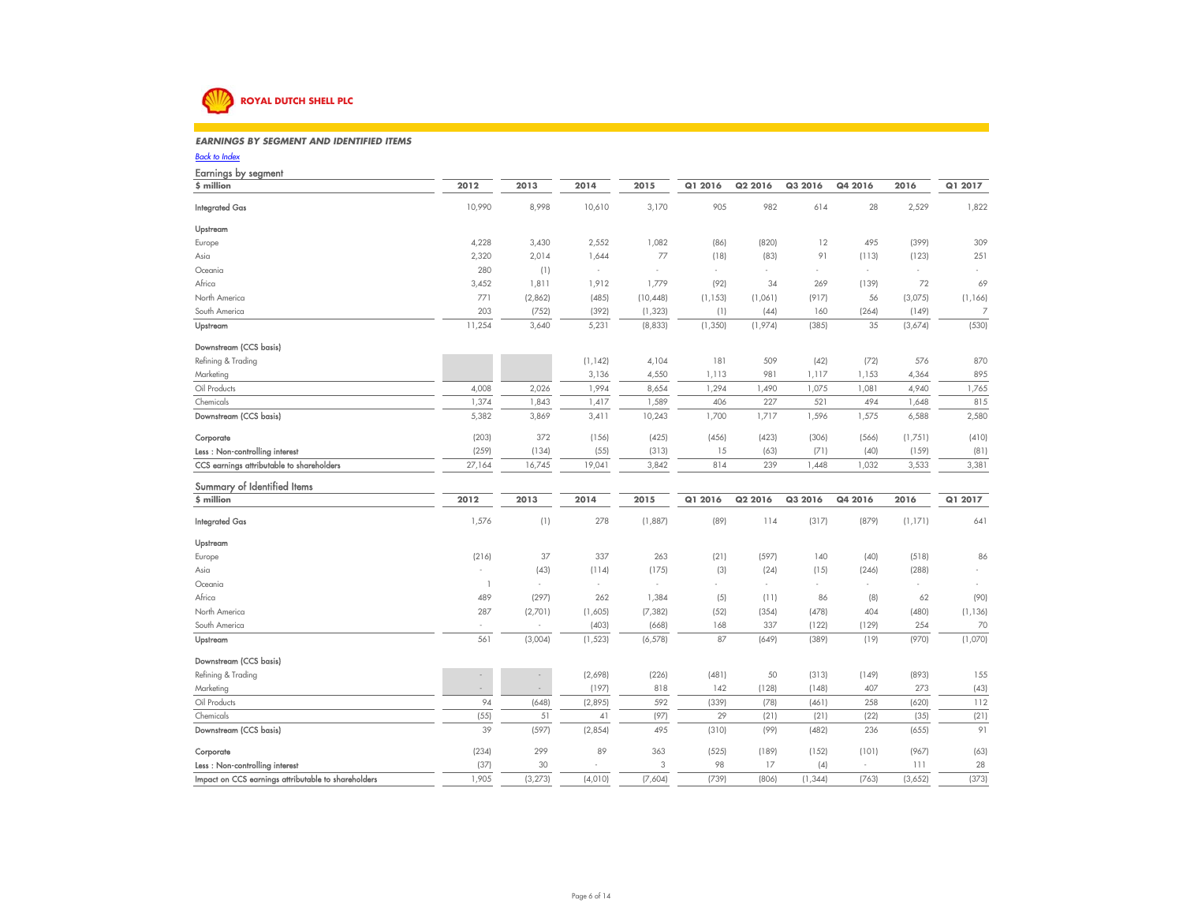**ROYAL DUTCH SHELL PLC**

### *EARNINGS BY SEGMENT AND IDENTIFIED ITEMS*

*Back to Index*

#### Earnings by segment

| $ million | 2012 | 2013 | 2014 | 2015 | Q1 2016 | Q2 2016 | Q3 2016 | Q4 2016 | 2016 | Q1 2017 |
|---|---|---|---|---|---|---|---|---|---|---|
| **Integrated Gas** | 10,990 | 8,998 | 10,610 | 3,170 | 905 | 982 | 614 | 28 | 2,529 | 1,822 |
| **Upstream** | | | | | | | | | | |
| Europe | 4,228 | 3,430 | 2,552 | 1,082 | (86) | (820) | 12 | 495 | (399) | 309 |
| Asia | 2,320 | 2,014 | 1,644 | 77 | (18) | (83) | 91 | (113) | (123) | 251 |
| Oceania | 280 | (1) | - | - | - | - | - | - | - | - |
| Africa | 3,452 | 1,811 | 1,912 | 1,779 | (92) | 34 | 269 | (139) | 72 | 69 |
| North America | 771 | (2,862) | (485) | (10,448) | (1,153) | (1,061) | (917) | 56 | (3,075) | (1,166) |
| South America | 203 | (752) | (392) | (1,323) | (1) | (44) | 160 | (264) | (149) | 7 |
| **Upstream** | 11,254 | 3,640 | 5,231 | (8,833) | (1,350) | (1,974) | (385) | 35 | (3,674) | (530) |
| **Downstream (CCS basis)** | | | | | | | | | | |
| Refining & Trading | | | (1,142) | 4,104 | 181 | 509 | (42) | (72) | 576 | 870 |
| Marketing | | | 3,136 | 4,550 | 1,113 | 981 | 1,117 | 1,153 | 4,364 | 895 |
| Oil Products | 4,008 | 2,026 | 1,994 | 8,654 | 1,294 | 1,490 | 1,075 | 1,081 | 4,940 | 1,765 |
| Chemicals | 1,374 | 1,843 | 1,417 | 1,589 | 406 | 227 | 521 | 494 | 1,648 | 815 |
| **Downstream (CCS basis)** | 5,382 | 3,869 | 3,411 | 10,243 | 1,700 | 1,717 | 1,596 | 1,575 | 6,588 | 2,580 |
| **Corporate** | (203) | 372 | (156) | (425) | (456) | (423) | (306) | (566) | (1,751) | (410) |
| **Less : Non-controlling interest** | (259) | (134) | (55) | (313) | 15 | (63) | (71) | (40) | (159) | (81) |
| **CCS earnings attributable to shareholders** | 27,164 | 16,745 | 19,041 | 3,842 | 814 | 239 | 1,448 | 1,032 | 3,533 | 3,381 |

#### Summary of Identified Items

| $ million | 2012 | 2013 | 2014 | 2015 | Q1 2016 | Q2 2016 | Q3 2016 | Q4 2016 | 2016 | Q1 2017 |
|---|---|---|---|---|---|---|---|---|---|---|
| **Integrated Gas** | 1,576 | (1) | 278 | (1,887) | (89) | 114 | (317) | (879) | (1,171) | 641 |
| **Upstream** | | | | | | | | | | |
| Europe | (216) | 37 | 337 | 263 | (21) | (597) | 140 | (40) | (518) | 86 |
| Asia | - | (43) | (114) | (175) | (3) | (24) | (15) | (246) | (288) | - |
| Oceania | 1 | - | - | - | - | - | - | - | - | - |
| Africa | 489 | (297) | 262 | 1,384 | (5) | (11) | 86 | (8) | 62 | (90) |
| North America | 287 | (2,701) | (1,605) | (7,382) | (52) | (354) | (478) | 404 | (480) | (1,136) |
| South America | - | - | (403) | (668) | 168 | 337 | (122) | (129) | 254 | 70 |
| **Upstream** | 561 | (3,004) | (1,523) | (6,578) | 87 | (649) | (389) | (19) | (970) | (1,070) |
| **Downstream (CCS basis)** | | | | | | | | | | |
| Refining & Trading | - | - | (2,698) | (226) | (481) | 50 | (313) | (149) | (893) | 155 |
| Marketing | - | - | (197) | 818 | 142 | (128) | (148) | 407 | 273 | (43) |
| Oil Products | 94 | (648) | (2,895) | 592 | (339) | (78) | (461) | 258 | (620) | 112 |
| Chemicals | (55) | 51 | 41 | (97) | 29 | (21) | (21) | (22) | (35) | (21) |
| **Downstream (CCS basis)** | 39 | (597) | (2,854) | 495 | (310) | (99) | (482) | 236 | (655) | 91 |
| **Corporate** | (234) | 299 | 89 | 363 | (525) | (189) | (152) | (101) | (967) | (63) |
| **Less : Non-controlling interest** | (37) | 30 | - | 3 | 98 | 17 | (4) | - | 111 | 28 |
| **Impact on CCS earnings attributable to shareholders** | 1,905 | (3,273) | (4,010) | (7,604) | (739) | (806) | (1,344) | (763) | (3,652) | (373) |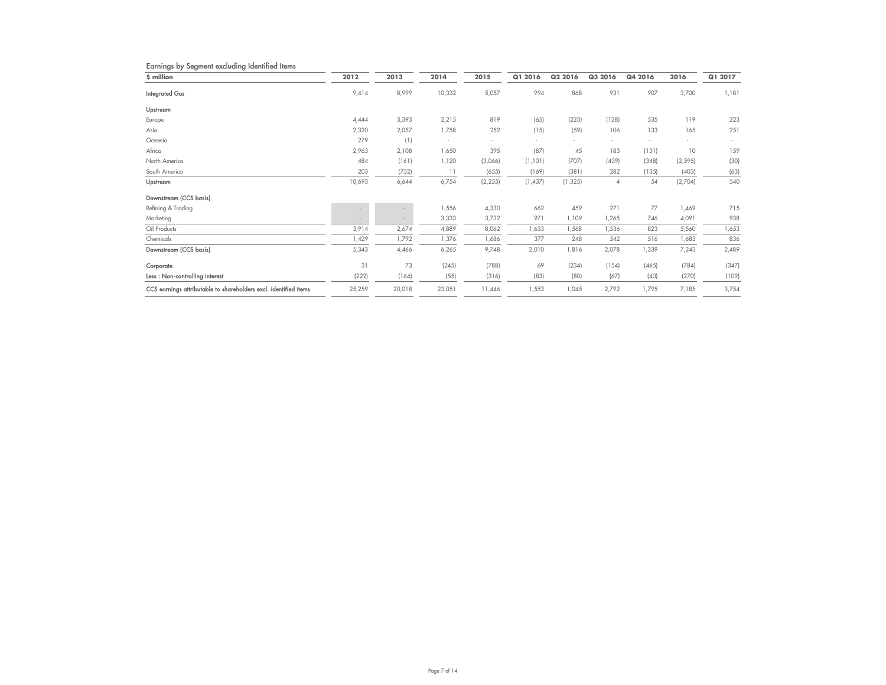## Earnings by Segment excluding Identified Items

| $ million | 2012 | 2013 | 2014 | 2015 | Q1 2016 | Q2 2016 | Q3 2016 | Q4 2016 | 2016 | Q1 2017 |
|---|---|---|---|---|---|---|---|---|---|---|
| **Integrated Gas** | 9,414 | 8,999 | 10,332 | 5,057 | 994 | 868 | 931 | 907 | 3,700 | 1,181 |
| **Upstream** | | | | | | | | | | |
| Europe | 4,444 | 3,393 | 2,215 | 819 | (65) | (223) | (128) | 535 | 119 | 223 |
| Asia | 2,320 | 2,057 | 1,758 | 252 | (15) | (59) | 106 | 133 | 165 | 251 |
| Oceania | 279 | (1) | - | - | - | - | - | - | - | - |
| Africa | 2,963 | 2,108 | 1,650 | 395 | (87) | 45 | 183 | (131) | 10 | 159 |
| North America | 484 | (161) | 1,120 | (3,066) | (1,101) | (707) | (439) | (348) | (2,595) | (30) |
| South America | 203 | (752) | 11 | (655) | (169) | (381) | 282 | (135) | (403) | (63) |
| **Upstream** | 10,693 | 6,644 | 6,754 | (2,255) | (1,437) | (1,325) | 4 | 54 | (2,704) | 540 |
| **Downstream (CCS basis)** | | | | | | | | | | |
| Refining & Trading | - | - | 1,556 | 4,330 | 662 | 459 | 271 | 77 | 1,469 | 715 |
| Marketing | - | - | 3,333 | 3,732 | 971 | 1,109 | 1,265 | 746 | 4,091 | 938 |
| Oil Products | 3,914 | 2,674 | 4,889 | 8,062 | 1,633 | 1,568 | 1,536 | 823 | 5,560 | 1,653 |
| Chemicals | 1,429 | 1,792 | 1,376 | 1,686 | 377 | 248 | 542 | 516 | 1,683 | 836 |
| **Downstream (CCS basis)** | 5,343 | 4,466 | 6,265 | 9,748 | 2,010 | 1,816 | 2,078 | 1,339 | 7,243 | 2,489 |
| **Corporate** | 31 | 73 | (245) | (788) | 69 | (234) | (154) | (465) | (784) | (347) |
| **Less : Non-controlling interest** | (222) | (164) | (55) | (316) | (83) | (80) | (67) | (40) | (270) | (109) |
| **CCS earnings attributable to shareholders excl. identified items** | 25,259 | 20,018 | 23,051 | 11,446 | 1,553 | 1,045 | 2,792 | 1,795 | 7,185 | 3,754 |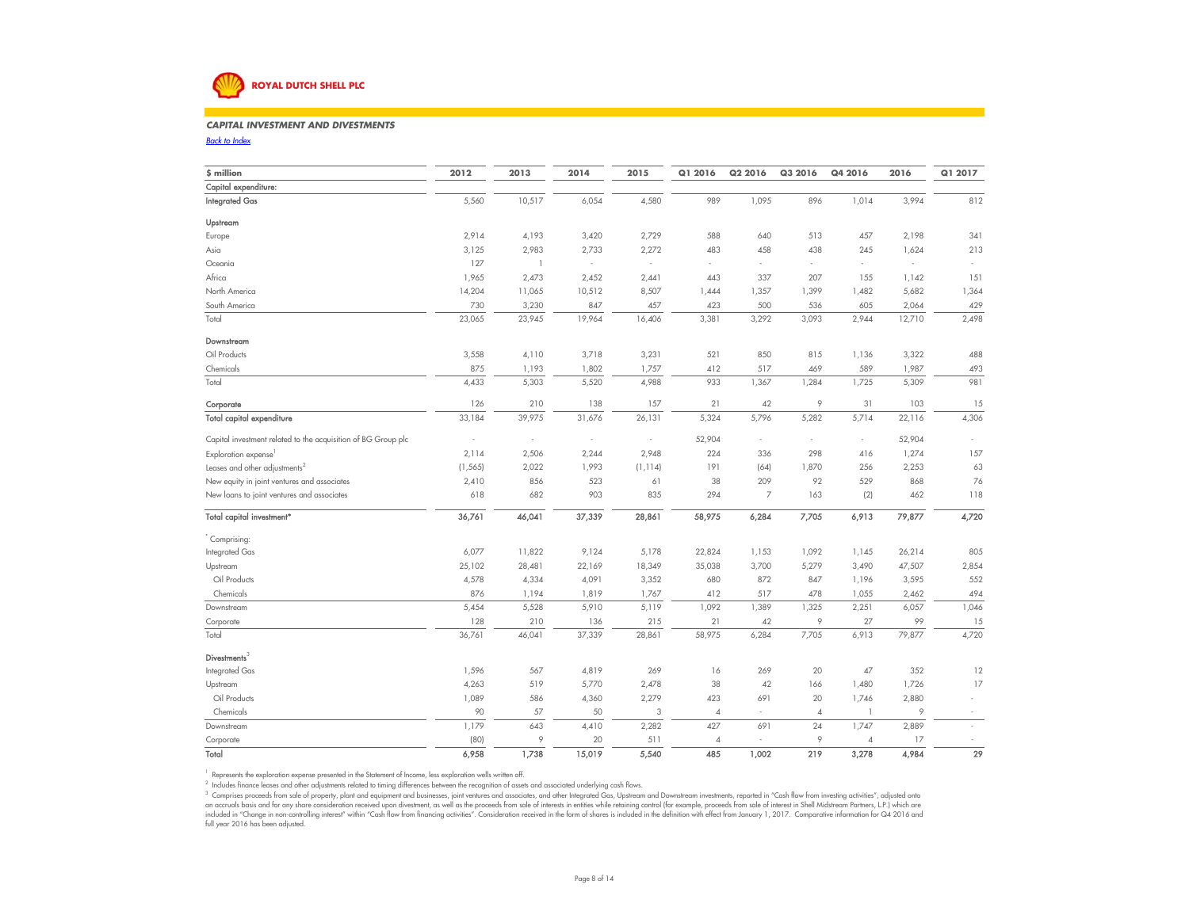ROYAL DUTCH SHELL PLC

### CAPITAL INVESTMENT AND DIVESTMENTS

Back to Index

| $ million | 2012 | 2013 | 2014 | 2015 | Q1 2016 | Q2 2016 | Q3 2016 | Q4 2016 | 2016 | Q1 2017 |
|---|---|---|---|---|---|---|---|---|---|---|
| Capital expenditure: | | | | | | | | | | |
| **Integrated Gas** | 5,560 | 10,517 | 6,054 | 4,580 | 989 | 1,095 | 896 | 1,014 | 3,994 | 812 |
| **Upstream** | | | | | | | | | | |
| Europe | 2,914 | 4,193 | 3,420 | 2,729 | 588 | 640 | 513 | 457 | 2,198 | 341 |
| Asia | 3,125 | 2,983 | 2,733 | 2,272 | 483 | 458 | 438 | 245 | 1,624 | 213 |
| Oceania | 127 | 1 | - | - | - | - | - | - | - | - |
| Africa | 1,965 | 2,473 | 2,452 | 2,441 | 443 | 337 | 207 | 155 | 1,142 | 151 |
| North America | 14,204 | 11,065 | 10,512 | 8,507 | 1,444 | 1,357 | 1,399 | 1,482 | 5,682 | 1,364 |
| South America | 730 | 3,230 | 847 | 457 | 423 | 500 | 536 | 605 | 2,064 | 429 |
| Total | 23,065 | 23,945 | 19,964 | 16,406 | 3,381 | 3,292 | 3,093 | 2,944 | 12,710 | 2,498 |
| **Downstream** | | | | | | | | | | |
| Oil Products | 3,558 | 4,110 | 3,718 | 3,231 | 521 | 850 | 815 | 1,136 | 3,322 | 488 |
| Chemicals | 875 | 1,193 | 1,802 | 1,757 | 412 | 517 | 469 | 589 | 1,987 | 493 |
| Total | 4,433 | 5,303 | 5,520 | 4,988 | 933 | 1,367 | 1,284 | 1,725 | 5,309 | 981 |
| **Corporate** | 126 | 210 | 138 | 157 | 21 | 42 | 9 | 31 | 103 | 15 |
| **Total capital expenditure** | 33,184 | 39,975 | 31,676 | 26,131 | 5,324 | 5,796 | 5,282 | 5,714 | 22,116 | 4,306 |
| Capital investment related to the acquisition of BG Group plc | - | - | - | - | 52,904 | - | - | - | 52,904 | - |
| Exploration expense[1] | 2,114 | 2,506 | 2,244 | 2,948 | 224 | 336 | 298 | 416 | 1,274 | 157 |
| Leases and other adjustments[2] | (1,565) | 2,022 | 1,993 | (1,114) | 191 | (64) | 1,870 | 256 | 2,253 | 63 |
| New equity in joint ventures and associates | 2,410 | 856 | 523 | 61 | 38 | 209 | 92 | 529 | 868 | 76 |
| New loans to joint ventures and associates | 618 | 682 | 903 | 835 | 294 | 7 | 163 | (2) | 462 | 118 |
| **Total capital investment*** | **36,761** | **46,041** | **37,339** | **28,861** | **58,975** | **6,284** | **7,705** | **6,913** | **79,877** | **4,720** |
| * Comprising: | | | | | | | | | | |
| Integrated Gas | 6,077 | 11,822 | 9,124 | 5,178 | 22,824 | 1,153 | 1,092 | 1,145 | 26,214 | 805 |
| Upstream | 25,102 | 28,481 | 22,169 | 18,349 | 35,038 | 3,700 | 5,279 | 3,490 | 47,507 | 2,854 |
| Oil Products | 4,578 | 4,334 | 4,091 | 3,352 | 680 | 872 | 847 | 1,196 | 3,595 | 552 |
| Chemicals | 876 | 1,194 | 1,819 | 1,767 | 412 | 517 | 478 | 1,055 | 2,462 | 494 |
| Downstream | 5,454 | 5,528 | 5,910 | 5,119 | 1,092 | 1,389 | 1,325 | 2,251 | 6,057 | 1,046 |
| Corporate | 128 | 210 | 136 | 215 | 21 | 42 | 9 | 27 | 99 | 15 |
| Total | 36,761 | 46,041 | 37,339 | 28,861 | 58,975 | 6,284 | 7,705 | 6,913 | 79,877 | 4,720 |
| **Divestments**[3] | | | | | | | | | | |
| Integrated Gas | 1,596 | 567 | 4,819 | 269 | 16 | 269 | 20 | 47 | 352 | 12 |
| Upstream | 4,263 | 519 | 5,770 | 2,478 | 38 | 42 | 166 | 1,480 | 1,726 | 17 |
| Oil Products | 1,089 | 586 | 4,360 | 2,279 | 423 | 691 | 20 | 1,746 | 2,880 | - |
| Chemicals | 90 | 57 | 50 | 3 | 4 | - | 4 | 1 | 9 | - |
| Downstream | 1,179 | 643 | 4,410 | 2,282 | 427 | 691 | 24 | 1,747 | 2,889 | - |
| Corporate | (80) | 9 | 20 | 511 | 4 | - | 9 | 4 | 17 | - |
| **Total** | **6,958** | **1,738** | **15,019** | **5,540** | **485** | **1,002** | **219** | **3,278** | **4,984** | **29** |

[1] Represents the exploration expense presented in the Statement of Income, less exploration wells written off.

[2] Includes finance leases and other adjustments related to timing differences between the recognition of assets and associated underlying cash flows.

[3] Comprises proceeds from sale of property, plant and equipment and businesses, joint ventures and associates, and other Integrated Gas, Upstream and Downstream investments, reported in "Cash flow from investing activities", adjusted onto an accruals basis and for any share consideration received upon divestment, as well as the proceeds from sale of interests in entities while retaining control (for example, proceeds from sale of interest in Shell Midstream Partners, L.P.) which are included in "Change in non-controlling interest" within "Cash flow from financing activities". Consideration received in the form of shares is included in the definition with effect from January 1, 2017. Comparative information for Q4 2016 and full year 2016 has been adjusted.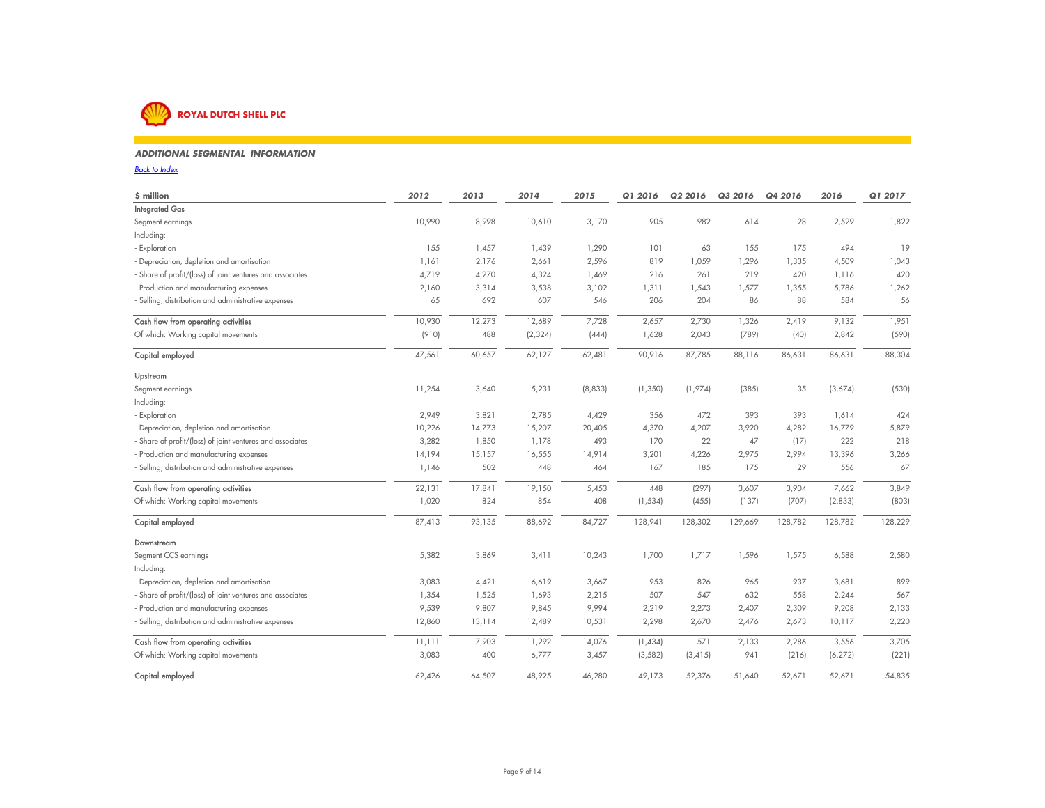**ROYAL DUTCH SHELL PLC**

### *ADDITIONAL SEGMENTAL INFORMATION*

*Back to Index*

| $ million | 2012 | 2013 | 2014 | 2015 | Q1 2016 | Q2 2016 | Q3 2016 | Q4 2016 | 2016 | Q1 2017 |
|---|---|---|---|---|---|---|---|---|---|---|
| **Integrated Gas** | | | | | | | | | | |
| Segment earnings | 10,990 | 8,998 | 10,610 | 3,170 | 905 | 982 | 614 | 28 | 2,529 | 1,822 |
| Including: | | | | | | | | | | |
| - Exploration | 155 | 1,457 | 1,439 | 1,290 | 101 | 63 | 155 | 175 | 494 | 19 |
| - Depreciation, depletion and amortisation | 1,161 | 2,176 | 2,661 | 2,596 | 819 | 1,059 | 1,296 | 1,335 | 4,509 | 1,043 |
| - Share of profit/(loss) of joint ventures and associates | 4,719 | 4,270 | 4,324 | 1,469 | 216 | 261 | 219 | 420 | 1,116 | 420 |
| - Production and manufacturing expenses | 2,160 | 3,314 | 3,538 | 3,102 | 1,311 | 1,543 | 1,577 | 1,355 | 5,786 | 1,262 |
| - Selling, distribution and administrative expenses | 65 | 692 | 607 | 546 | 206 | 204 | 86 | 88 | 584 | 56 |
| Cash flow from operating activities | 10,930 | 12,273 | 12,689 | 7,728 | 2,657 | 2,730 | 1,326 | 2,419 | 9,132 | 1,951 |
| Of which: Working capital movements | (910) | 488 | (2,324) | (444) | 1,628 | 2,043 | (789) | (40) | 2,842 | (590) |
| Capital employed | 47,561 | 60,657 | 62,127 | 62,481 | 90,916 | 87,785 | 88,116 | 86,631 | 86,631 | 88,304 |
| **Upstream** | | | | | | | | | | |
| Segment earnings | 11,254 | 3,640 | 5,231 | (8,833) | (1,350) | (1,974) | (385) | 35 | (3,674) | (530) |
| Including: | | | | | | | | | | |
| - Exploration | 2,949 | 3,821 | 2,785 | 4,429 | 356 | 472 | 393 | 393 | 1,614 | 424 |
| - Depreciation, depletion and amortisation | 10,226 | 14,773 | 15,207 | 20,405 | 4,370 | 4,207 | 3,920 | 4,282 | 16,779 | 5,879 |
| - Share of profit/(loss) of joint ventures and associates | 3,282 | 1,850 | 1,178 | 493 | 170 | 22 | 47 | (17) | 222 | 218 |
| - Production and manufacturing expenses | 14,194 | 15,157 | 16,555 | 14,914 | 3,201 | 4,226 | 2,975 | 2,994 | 13,396 | 3,266 |
| - Selling, distribution and administrative expenses | 1,146 | 502 | 448 | 464 | 167 | 185 | 175 | 29 | 556 | 67 |
| Cash flow from operating activities | 22,131 | 17,841 | 19,150 | 5,453 | 448 | (297) | 3,607 | 3,904 | 7,662 | 3,849 |
| Of which: Working capital movements | 1,020 | 824 | 854 | 408 | (1,534) | (455) | (137) | (707) | (2,833) | (803) |
| Capital employed | 87,413 | 93,135 | 88,692 | 84,727 | 128,941 | 128,302 | 129,669 | 128,782 | 128,782 | 128,229 |
| **Downstream** | | | | | | | | | | |
| Segment CCS earnings | 5,382 | 3,869 | 3,411 | 10,243 | 1,700 | 1,717 | 1,596 | 1,575 | 6,588 | 2,580 |
| Including: | | | | | | | | | | |
| - Depreciation, depletion and amortisation | 3,083 | 4,421 | 6,619 | 3,667 | 953 | 826 | 965 | 937 | 3,681 | 899 |
| - Share of profit/(loss) of joint ventures and associates | 1,354 | 1,525 | 1,693 | 2,215 | 507 | 547 | 632 | 558 | 2,244 | 567 |
| - Production and manufacturing expenses | 9,539 | 9,807 | 9,845 | 9,994 | 2,219 | 2,273 | 2,407 | 2,309 | 9,208 | 2,133 |
| - Selling, distribution and administrative expenses | 12,860 | 13,114 | 12,489 | 10,531 | 2,298 | 2,670 | 2,476 | 2,673 | 10,117 | 2,220 |
| Cash flow from operating activities | 11,111 | 7,903 | 11,292 | 14,076 | (1,434) | 571 | 2,133 | 2,286 | 3,556 | 3,705 |
| Of which: Working capital movements | 3,083 | 400 | 6,777 | 3,457 | (3,582) | (3,415) | 941 | (216) | (6,272) | (221) |
| Capital employed | 62,426 | 64,507 | 48,925 | 46,280 | 49,173 | 52,376 | 51,640 | 52,671 | 52,671 | 54,835 |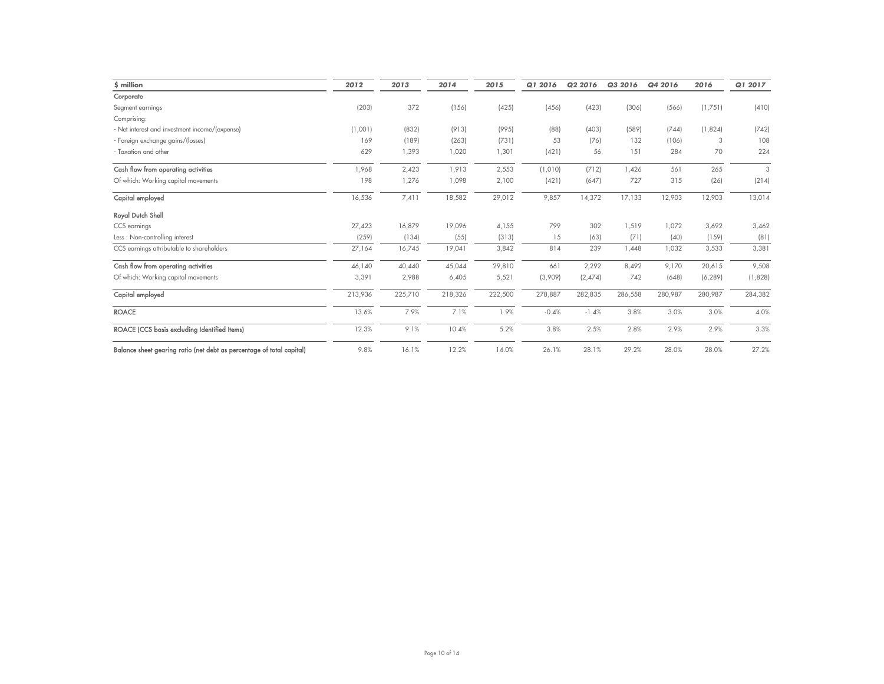| $ million | 2012 | 2013 | 2014 | 2015 | Q1 2016 | Q2 2016 | Q3 2016 | Q4 2016 | 2016 | Q1 2017 |
|---|---|---|---|---|---|---|---|---|---|---|
| **Corporate** | | | | | | | | | | |
| Segment earnings | (203) | 372 | (156) | (425) | (456) | (423) | (306) | (566) | (1,751) | (410) |
| Comprising: | | | | | | | | | | |
| - Net interest and investment income/(expense) | (1,001) | (832) | (913) | (995) | (88) | (403) | (589) | (744) | (1,824) | (742) |
| - Foreign exchange gains/(losses) | 169 | (189) | (263) | (731) | 53 | (76) | 132 | (106) | 3 | 108 |
| - Taxation and other | 629 | 1,393 | 1,020 | 1,301 | (421) | 56 | 151 | 284 | 70 | 224 |
| **Cash flow from operating activities** | 1,968 | 2,423 | 1,913 | 2,553 | (1,010) | (712) | 1,426 | 561 | 265 | 3 |
| Of which: Working capital movements | 198 | 1,276 | 1,098 | 2,100 | (421) | (647) | 727 | 315 | (26) | (214) |
| **Capital employed** | 16,536 | 7,411 | 18,582 | 29,012 | 9,857 | 14,372 | 17,133 | 12,903 | 12,903 | 13,014 |
| **Royal Dutch Shell** | | | | | | | | | | |
| CCS earnings | 27,423 | 16,879 | 19,096 | 4,155 | 799 | 302 | 1,519 | 1,072 | 3,692 | 3,462 |
| Less : Non-controlling interest | (259) | (134) | (55) | (313) | 15 | (63) | (71) | (40) | (159) | (81) |
| CCS earnings attributable to shareholders | 27,164 | 16,745 | 19,041 | 3,842 | 814 | 239 | 1,448 | 1,032 | 3,533 | 3,381 |
| **Cash flow from operating activities** | 46,140 | 40,440 | 45,044 | 29,810 | 661 | 2,292 | 8,492 | 9,170 | 20,615 | 9,508 |
| Of which: Working capital movements | 3,391 | 2,988 | 6,405 | 5,521 | (3,909) | (2,474) | 742 | (648) | (6,289) | (1,828) |
| **Capital employed** | 213,936 | 225,710 | 218,326 | 222,500 | 278,887 | 282,835 | 286,558 | 280,987 | 280,987 | 284,382 |
| **ROACE** | 13.6% | 7.9% | 7.1% | 1.9% | -0.4% | -1.4% | 3.8% | 3.0% | 3.0% | 4.0% |
| **ROACE (CCS basis excluding Identified Items)** | 12.3% | 9.1% | 10.4% | 5.2% | 3.8% | 2.5% | 2.8% | 2.9% | 2.9% | 3.3% |
| **Balance sheet gearing ratio (net debt as percentage of total capital)** | 9.8% | 16.1% | 12.2% | 14.0% | 26.1% | 28.1% | 29.2% | 28.0% | 28.0% | 27.2% |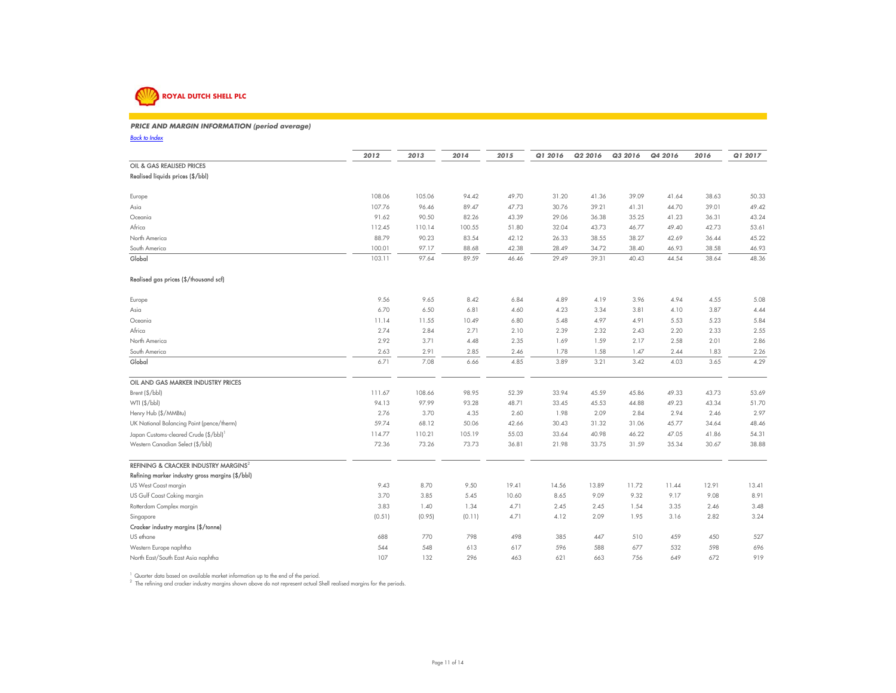**ROYAL DUTCH SHELL PLC**

## *PRICE AND MARGIN INFORMATION (period average)*

*Back to Index*

| | 2012 | 2013 | 2014 | 2015 | Q1 2016 | Q2 2016 | Q3 2016 | Q4 2016 | 2016 | Q1 2017 |
|---|---|---|---|---|---|---|---|---|---|---|
| **OIL & GAS REALISED PRICES** | | | | | | | | | | |
| **Realised liquids prices ($/bbl)** | | | | | | | | | | |
| Europe | 108.06 | 105.06 | 94.42 | 49.70 | 31.20 | 41.36 | 39.09 | 41.64 | 38.63 | 50.33 |
| Asia | 107.76 | 96.46 | 89.47 | 47.73 | 30.76 | 39.21 | 41.31 | 44.70 | 39.01 | 49.42 |
| Oceania | 91.62 | 90.50 | 82.26 | 43.39 | 29.06 | 36.38 | 35.25 | 41.23 | 36.31 | 43.24 |
| Africa | 112.45 | 110.14 | 100.55 | 51.80 | 32.04 | 43.73 | 46.77 | 49.40 | 42.73 | 53.61 |
| North America | 88.79 | 90.23 | 83.54 | 42.12 | 26.33 | 38.55 | 38.27 | 42.69 | 36.44 | 45.22 |
| South America | 100.01 | 97.17 | 88.68 | 42.38 | 28.49 | 34.72 | 38.40 | 46.93 | 38.58 | 46.93 |
| **Global** | 103.11 | 97.64 | 89.59 | 46.46 | 29.49 | 39.31 | 40.43 | 44.54 | 38.64 | 48.36 |
| **Realised gas prices ($/thousand scf)** | | | | | | | | | | |
| Europe | 9.56 | 9.65 | 8.42 | 6.84 | 4.89 | 4.19 | 3.96 | 4.94 | 4.55 | 5.08 |
| Asia | 6.70 | 6.50 | 6.81 | 4.60 | 4.23 | 3.34 | 3.81 | 4.10 | 3.87 | 4.44 |
| Oceania | 11.14 | 11.55 | 10.49 | 6.80 | 5.48 | 4.97 | 4.91 | 5.53 | 5.23 | 5.84 |
| Africa | 2.74 | 2.84 | 2.71 | 2.10 | 2.39 | 2.32 | 2.43 | 2.20 | 2.33 | 2.55 |
| North America | 2.92 | 3.71 | 4.48 | 2.35 | 1.69 | 1.59 | 2.17 | 2.58 | 2.01 | 2.86 |
| South America | 2.63 | 2.91 | 2.85 | 2.46 | 1.78 | 1.58 | 1.47 | 2.44 | 1.83 | 2.26 |
| **Global** | 6.71 | 7.08 | 6.66 | 4.85 | 3.89 | 3.21 | 3.42 | 4.03 | 3.65 | 4.29 |
| **OIL AND GAS MARKER INDUSTRY PRICES** | | | | | | | | | | |
| Brent ($/bbl) | 111.67 | 108.66 | 98.95 | 52.39 | 33.94 | 45.59 | 45.86 | 49.33 | 43.73 | 53.69 |
| WTI ($/bbl) | 94.13 | 97.99 | 93.28 | 48.71 | 33.45 | 45.53 | 44.88 | 49.23 | 43.34 | 51.70 |
| Henry Hub ($/MMBtu) | 2.76 | 3.70 | 4.35 | 2.60 | 1.98 | 2.09 | 2.84 | 2.94 | 2.46 | 2.97 |
| UK National Balancing Point (pence/therm) | 59.74 | 68.12 | 50.06 | 42.66 | 30.43 | 31.32 | 31.06 | 45.77 | 34.64 | 48.46 |
| Japan Customs-cleared Crude ($/bbl)[1] | 114.77 | 110.21 | 105.19 | 55.03 | 33.64 | 40.98 | 46.22 | 47.05 | 41.86 | 54.31 |
| Western Canadian Select ($/bbl) | 72.36 | 73.26 | 73.73 | 36.81 | 21.98 | 33.75 | 31.59 | 35.34 | 30.67 | 38.88 |
| **REFINING & CRACKER INDUSTRY MARGINS[2]** | | | | | | | | | | |
| **Refining marker industry gross margins ($/bbl)** | | | | | | | | | | |
| US West Coast margin | 9.43 | 8.70 | 9.50 | 19.41 | 14.56 | 13.89 | 11.72 | 11.44 | 12.91 | 13.41 |
| US Gulf Coast Coking margin | 3.70 | 3.85 | 5.45 | 10.60 | 8.65 | 9.09 | 9.32 | 9.17 | 9.08 | 8.91 |
| Rotterdam Complex margin | 3.83 | 1.40 | 1.34 | 4.71 | 2.45 | 2.45 | 1.54 | 3.35 | 2.46 | 3.48 |
| Singapore | (0.51) | (0.95) | (0.11) | 4.71 | 4.12 | 2.09 | 1.95 | 3.16 | 2.82 | 3.24 |
| **Cracker industry margins ($/tonne)** | | | | | | | | | | |
| US ethane | 688 | 770 | 798 | 498 | 385 | 447 | 510 | 459 | 450 | 527 |
| Western Europe naphtha | 544 | 548 | 613 | 617 | 596 | 588 | 677 | 532 | 598 | 696 |
| North East/South East Asia naphtha | 107 | 132 | 296 | 463 | 621 | 663 | 756 | 649 | 672 | 919 |

[1] Quarter data based on available market information up to the end of the period.
[2] The refining and cracker industry margins shown above do not represent actual Shell realised margins for the periods.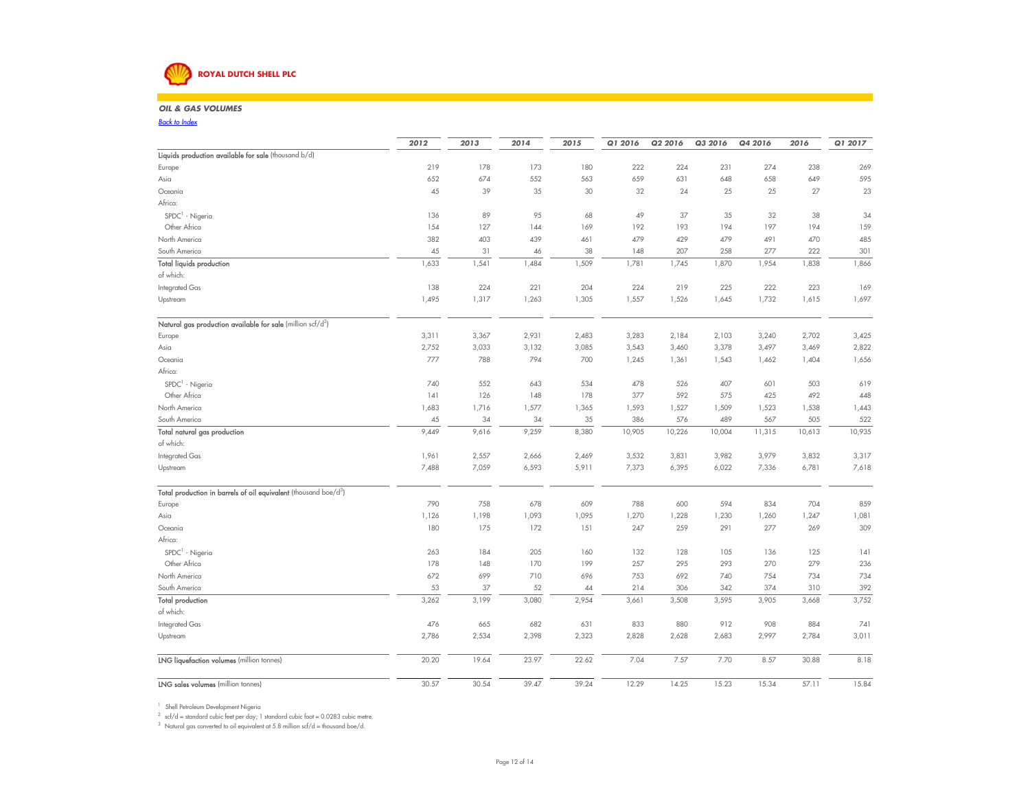ROYAL DUTCH SHELL PLC

## OIL & GAS VOLUMES

Back to Index

| | 2012 | 2013 | 2014 | 2015 | Q1 2016 | Q2 2016 | Q3 2016 | Q4 2016 | 2016 | Q1 2017 |
|---|---|---|---|---|---|---|---|---|---|---|
| **Liquids production available for sale** (thousand b/d) | | | | | | | | | | |
| Europe | 219 | 178 | 173 | 180 | 222 | 224 | 231 | 274 | 238 | 269 |
| Asia | 652 | 674 | 552 | 563 | 659 | 631 | 648 | 658 | 649 | 595 |
| Oceania | 45 | 39 | 35 | 30 | 32 | 24 | 25 | 25 | 27 | 23 |
| Africa: | | | | | | | | | | |
| SPDC[1] - Nigeria | 136 | 89 | 95 | 68 | 49 | 37 | 35 | 32 | 38 | 34 |
| Other Africa | 154 | 127 | 144 | 169 | 192 | 193 | 194 | 197 | 194 | 159 |
| North America | 382 | 403 | 439 | 461 | 479 | 429 | 479 | 491 | 470 | 485 |
| South America | 45 | 31 | 46 | 38 | 148 | 207 | 258 | 277 | 222 | 301 |
| **Total liquids production** | 1,633 | 1,541 | 1,484 | 1,509 | 1,781 | 1,745 | 1,870 | 1,954 | 1,838 | 1,866 |
| of which: | | | | | | | | | | |
| Integrated Gas | 138 | 224 | 221 | 204 | 224 | 219 | 225 | 222 | 223 | 169 |
| Upstream | 1,495 | 1,317 | 1,263 | 1,305 | 1,557 | 1,526 | 1,645 | 1,732 | 1,615 | 1,697 |
| **Natural gas production available for sale** (million scf/d[2]) | | | | | | | | | | |
| Europe | 3,311 | 3,367 | 2,931 | 2,483 | 3,283 | 2,184 | 2,103 | 3,240 | 2,702 | 3,425 |
| Asia | 2,752 | 3,033 | 3,132 | 3,085 | 3,543 | 3,460 | 3,378 | 3,497 | 3,469 | 2,822 |
| Oceania | 777 | 788 | 794 | 700 | 1,245 | 1,361 | 1,543 | 1,462 | 1,404 | 1,656 |
| Africa: | | | | | | | | | | |
| SPDC[1] - Nigeria | 740 | 552 | 643 | 534 | 478 | 526 | 407 | 601 | 503 | 619 |
| Other Africa | 141 | 126 | 148 | 178 | 377 | 592 | 575 | 425 | 492 | 448 |
| North America | 1,683 | 1,716 | 1,577 | 1,365 | 1,593 | 1,527 | 1,509 | 1,523 | 1,538 | 1,443 |
| South America | 45 | 34 | 34 | 35 | 386 | 576 | 489 | 567 | 505 | 522 |
| **Total natural gas production** | 9,449 | 9,616 | 9,259 | 8,380 | 10,905 | 10,226 | 10,004 | 11,315 | 10,613 | 10,935 |
| of which: | | | | | | | | | | |
| Integrated Gas | 1,961 | 2,557 | 2,666 | 2,469 | 3,532 | 3,831 | 3,982 | 3,979 | 3,832 | 3,317 |
| Upstream | 7,488 | 7,059 | 6,593 | 5,911 | 7,373 | 6,395 | 6,022 | 7,336 | 6,781 | 7,618 |
| **Total production in barrels of oil equivalent** (thousand boe/d[3]) | | | | | | | | | | |
| Europe | 790 | 758 | 678 | 609 | 788 | 600 | 594 | 834 | 704 | 859 |
| Asia | 1,126 | 1,198 | 1,093 | 1,095 | 1,270 | 1,228 | 1,230 | 1,260 | 1,247 | 1,081 |
| Oceania | 180 | 175 | 172 | 151 | 247 | 259 | 291 | 277 | 269 | 309 |
| Africa: | | | | | | | | | | |
| SPDC[1] - Nigeria | 263 | 184 | 205 | 160 | 132 | 128 | 105 | 136 | 125 | 141 |
| Other Africa | 178 | 148 | 170 | 199 | 257 | 295 | 293 | 270 | 279 | 236 |
| North America | 672 | 699 | 710 | 696 | 753 | 692 | 740 | 754 | 734 | 734 |
| South America | 53 | 37 | 52 | 44 | 214 | 306 | 342 | 374 | 310 | 392 |
| **Total production** | 3,262 | 3,199 | 3,080 | 2,954 | 3,661 | 3,508 | 3,595 | 3,905 | 3,668 | 3,752 |
| of which: | | | | | | | | | | |
| Integrated Gas | 476 | 665 | 682 | 631 | 833 | 880 | 912 | 908 | 884 | 741 |
| Upstream | 2,786 | 2,534 | 2,398 | 2,323 | 2,828 | 2,628 | 2,683 | 2,997 | 2,784 | 3,011 |
| **LNG liquefaction volumes** (million tonnes) | 20.20 | 19.64 | 23.97 | 22.62 | 7.04 | 7.57 | 7.70 | 8.57 | 30.88 | 8.18 |
| **LNG sales volumes** (million tonnes) | 30.57 | 30.54 | 39.47 | 39.24 | 12.29 | 14.25 | 15.23 | 15.34 | 57.11 | 15.84 |

[1] Shell Petroleum Development Nigeria

[2] scf/d = standard cubic feet per day; 1 standard cubic foot = 0.0283 cubic metre.

[3] Natural gas converted to oil equivalent at 5.8 million scf/d = thousand boe/d.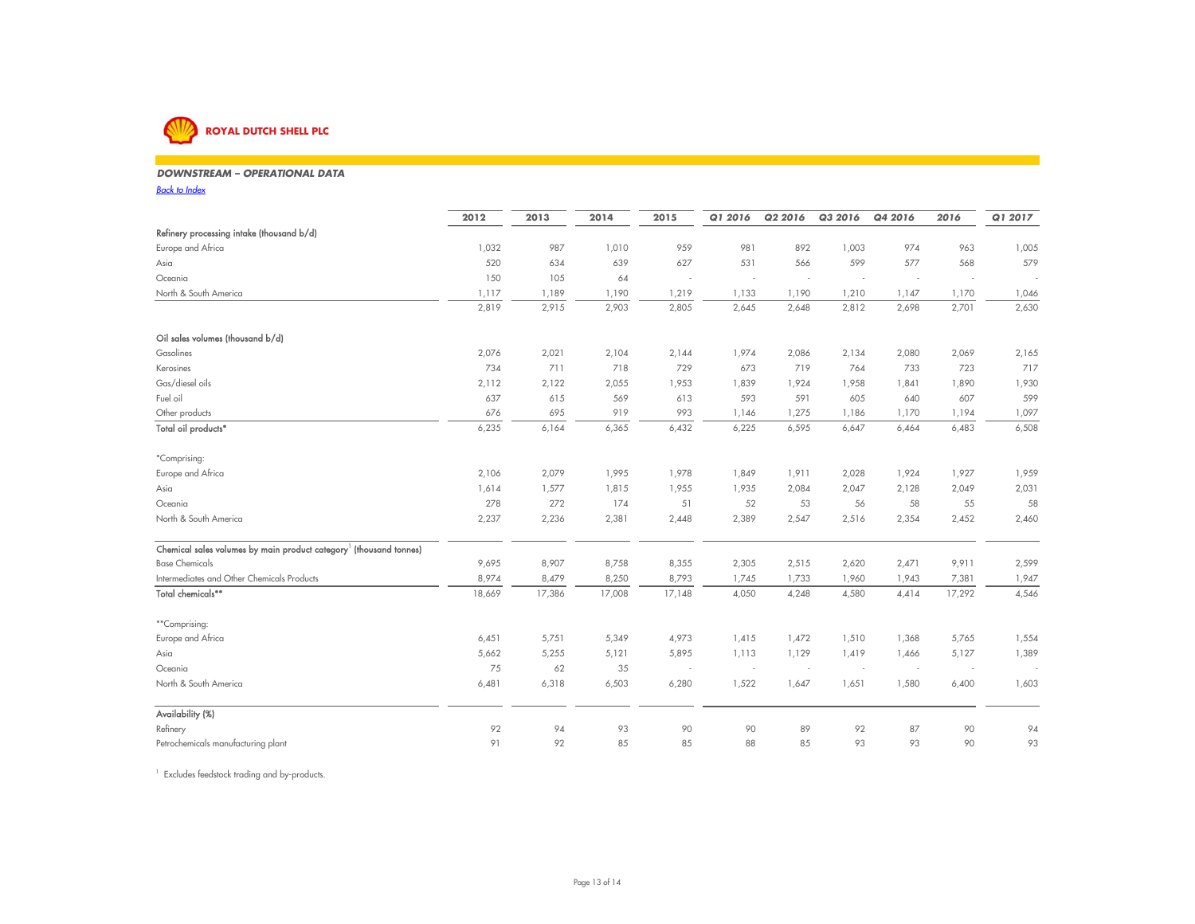ROYAL DUTCH SHELL PLC

## DOWNSTREAM – OPERATIONAL DATA

Back to Index

| | 2012 | 2013 | 2014 | 2015 | Q1 2016 | Q2 2016 | Q3 2016 | Q4 2016 | 2016 | Q1 2017 |
|---|---|---|---|---|---|---|---|---|---|---|
| **Refinery processing intake (thousand b/d)** | | | | | | | | | | |
| Europe and Africa | 1,032 | 987 | 1,010 | 959 | 981 | 892 | 1,003 | 974 | 963 | 1,005 |
| Asia | 520 | 634 | 639 | 627 | 531 | 566 | 599 | 577 | 568 | 579 |
| Oceania | 150 | 105 | 64 | - | - | - | - | - | - | - |
| North & South America | 1,117 | 1,189 | 1,190 | 1,219 | 1,133 | 1,190 | 1,210 | 1,147 | 1,170 | 1,046 |
| | 2,819 | 2,915 | 2,903 | 2,805 | 2,645 | 2,648 | 2,812 | 2,698 | 2,701 | 2,630 |
| **Oil sales volumes (thousand b/d)** | | | | | | | | | | |
| Gasolines | 2,076 | 2,021 | 2,104 | 2,144 | 1,974 | 2,086 | 2,134 | 2,080 | 2,069 | 2,165 |
| Kerosines | 734 | 711 | 718 | 729 | 673 | 719 | 764 | 733 | 723 | 717 |
| Gas/diesel oils | 2,112 | 2,122 | 2,055 | 1,953 | 1,839 | 1,924 | 1,958 | 1,841 | 1,890 | 1,930 |
| Fuel oil | 637 | 615 | 569 | 613 | 593 | 591 | 605 | 640 | 607 | 599 |
| Other products | 676 | 695 | 919 | 993 | 1,146 | 1,275 | 1,186 | 1,170 | 1,194 | 1,097 |
| **Total oil products*** | 6,235 | 6,164 | 6,365 | 6,432 | 6,225 | 6,595 | 6,647 | 6,464 | 6,483 | 6,508 |
| *Comprising: | | | | | | | | | | |
| Europe and Africa | 2,106 | 2,079 | 1,995 | 1,978 | 1,849 | 1,911 | 2,028 | 1,924 | 1,927 | 1,959 |
| Asia | 1,614 | 1,577 | 1,815 | 1,955 | 1,935 | 2,084 | 2,047 | 2,128 | 2,049 | 2,031 |
| Oceania | 278 | 272 | 174 | 51 | 52 | 53 | 56 | 58 | 55 | 58 |
| North & South America | 2,237 | 2,236 | 2,381 | 2,448 | 2,389 | 2,547 | 2,516 | 2,354 | 2,452 | 2,460 |
| **Chemical sales volumes by main product category[1] (thousand tonnes)** | | | | | | | | | | |
| Base Chemicals | 9,695 | 8,907 | 8,758 | 8,355 | 2,305 | 2,515 | 2,620 | 2,471 | 9,911 | 2,599 |
| Intermediates and Other Chemicals Products | 8,974 | 8,479 | 8,250 | 8,793 | 1,745 | 1,733 | 1,960 | 1,943 | 7,381 | 1,947 |
| **Total chemicals**** | 18,669 | 17,386 | 17,008 | 17,148 | 4,050 | 4,248 | 4,580 | 4,414 | 17,292 | 4,546 |
| **Comprising: | | | | | | | | | | |
| Europe and Africa | 6,451 | 5,751 | 5,349 | 4,973 | 1,415 | 1,472 | 1,510 | 1,368 | 5,765 | 1,554 |
| Asia | 5,662 | 5,255 | 5,121 | 5,895 | 1,113 | 1,129 | 1,419 | 1,466 | 5,127 | 1,389 |
| Oceania | 75 | 62 | 35 | - | - | - | - | - | - | - |
| North & South America | 6,481 | 6,318 | 6,503 | 6,280 | 1,522 | 1,647 | 1,651 | 1,580 | 6,400 | 1,603 |
| **Availability (%)** | | | | | | | | | | |
| Refinery | 92 | 94 | 93 | 90 | 90 | 89 | 92 | 87 | 90 | 94 |
| Petrochemicals manufacturing plant | 91 | 92 | 85 | 85 | 88 | 85 | 93 | 93 | 90 | 93 |

[1] Excludes feedstock trading and by-products.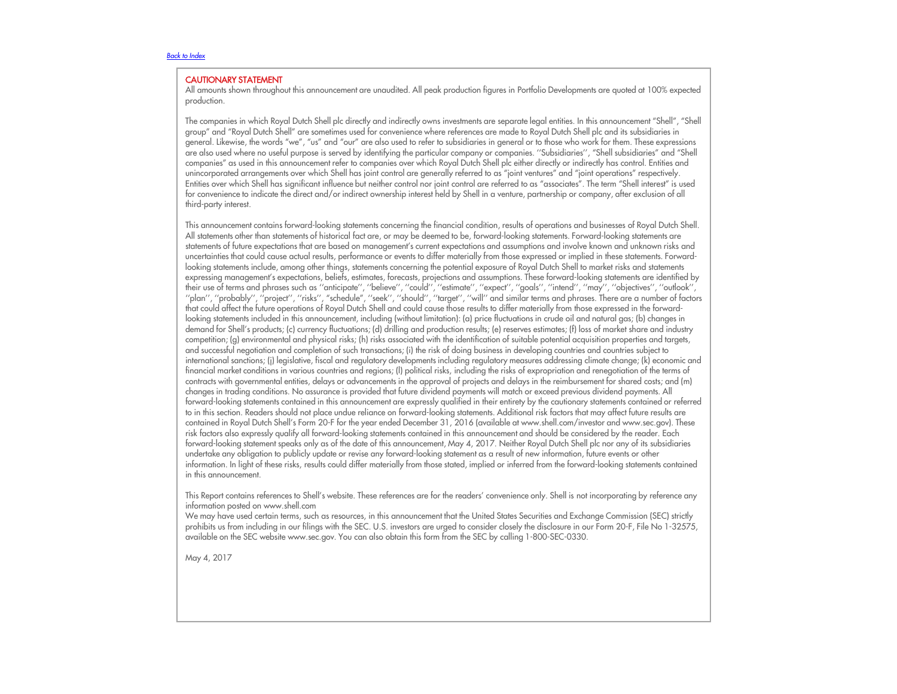[Back to Index](#)

## CAUTIONARY STATEMENT

All amounts shown throughout this announcement are unaudited. All peak production figures in Portfolio Developments are quoted at 100% expected production.

The companies in which Royal Dutch Shell plc directly and indirectly owns investments are separate legal entities. In this announcement "Shell", "Shell group" and "Royal Dutch Shell" are sometimes used for convenience where references are made to Royal Dutch Shell plc and its subsidiaries in general. Likewise, the words "we", "us" and "our" are also used to refer to subsidiaries in general or to those who work for them. These expressions are also used where no useful purpose is served by identifying the particular company or companies. ''Subsidiaries'', "Shell subsidiaries" and "Shell companies" as used in this announcement refer to companies over which Royal Dutch Shell plc either directly or indirectly has control. Entities and unincorporated arrangements over which Shell has joint control are generally referred to as "joint ventures" and "joint operations" respectively. Entities over which Shell has significant influence but neither control nor joint control are referred to as "associates". The term "Shell interest" is used for convenience to indicate the direct and/or indirect ownership interest held by Shell in a venture, partnership or company, after exclusion of all third-party interest.

This announcement contains forward-looking statements concerning the financial condition, results of operations and businesses of Royal Dutch Shell. All statements other than statements of historical fact are, or may be deemed to be, forward-looking statements. Forward-looking statements are statements of future expectations that are based on management's current expectations and assumptions and involve known and unknown risks and uncertainties that could cause actual results, performance or events to differ materially from those expressed or implied in these statements. Forward-looking statements include, among other things, statements concerning the potential exposure of Royal Dutch Shell to market risks and statements expressing management's expectations, beliefs, estimates, forecasts, projections and assumptions. These forward-looking statements are identified by their use of terms and phrases such as ''anticipate'', ''believe'', ''could'', ''estimate'', ''expect'', ''goals'', ''intend'', ''may'', ''objectives'', ''outlook'', ''plan'', ''probably'', ''project'', ''risks'', "schedule", ''seek'', ''should'', ''target'', ''will'' and similar terms and phrases. There are a number of factors that could affect the future operations of Royal Dutch Shell and could cause those results to differ materially from those expressed in the forward-looking statements included in this announcement, including (without limitation): (a) price fluctuations in crude oil and natural gas; (b) changes in demand for Shell's products; (c) currency fluctuations; (d) drilling and production results; (e) reserves estimates; (f) loss of market share and industry competition; (g) environmental and physical risks; (h) risks associated with the identification of suitable potential acquisition properties and targets, and successful negotiation and completion of such transactions; (i) the risk of doing business in developing countries and countries subject to international sanctions; (j) legislative, fiscal and regulatory developments including regulatory measures addressing climate change; (k) economic and financial market conditions in various countries and regions; (l) political risks, including the risks of expropriation and renegotiation of the terms of contracts with governmental entities, delays or advancements in the approval of projects and delays in the reimbursement for shared costs; and (m) changes in trading conditions. No assurance is provided that future dividend payments will match or exceed previous dividend payments. All forward-looking statements contained in this announcement are expressly qualified in their entirety by the cautionary statements contained or referred to in this section. Readers should not place undue reliance on forward-looking statements. Additional risk factors that may affect future results are contained in Royal Dutch Shell's Form 20-F for the year ended December 31, 2016 (available at www.shell.com/investor and www.sec.gov). These risk factors also expressly qualify all forward-looking statements contained in this announcement and should be considered by the reader. Each forward-looking statement speaks only as of the date of this announcement, May 4, 2017. Neither Royal Dutch Shell plc nor any of its subsidiaries undertake any obligation to publicly update or revise any forward-looking statement as a result of new information, future events or other information. In light of these risks, results could differ materially from those stated, implied or inferred from the forward-looking statements contained in this announcement.

This Report contains references to Shell's website. These references are for the readers' convenience only. Shell is not incorporating by reference any information posted on www.shell.com

We may have used certain terms, such as resources, in this announcement that the United States Securities and Exchange Commission (SEC) strictly prohibits us from including in our filings with the SEC. U.S. investors are urged to consider closely the disclosure in our Form 20-F, File No 1-32575, available on the SEC website www.sec.gov. You can also obtain this form from the SEC by calling 1-800-SEC-0330.

May 4, 2017